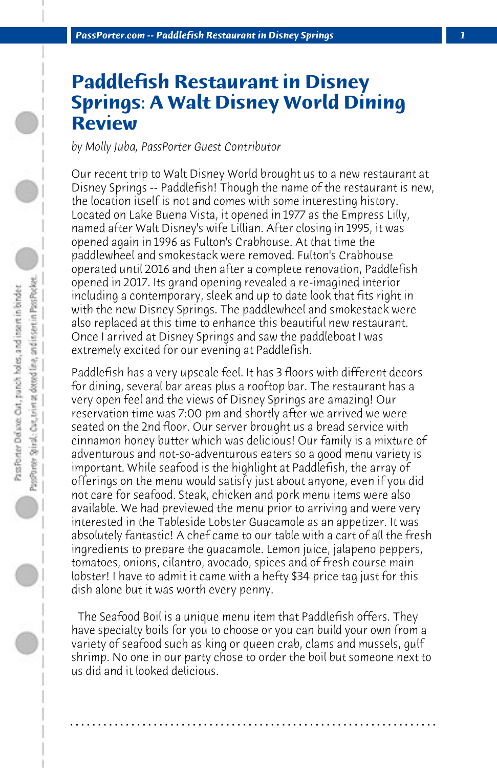# Paddlefish Restaurant in Disney Springs: A Walt Disney World Dining Review

*by Molly Juba, PassPorter Guest Contributor*

Our recent trip to Walt Disney World brought us to a new restaurant at Disney Springs -- Paddlefish! Though the name of the restaurant is new, the location itself is not and comes with some interesting history. Located on Lake Buena Vista, it opened in 1977 as the Empress Lilly, named after Walt Disney's wife Lillian. After closing in 1995, it was opened again in 1996 as Fulton's Crabhouse. At that time the paddlewheel and smokestack were removed. Fulton's Crabhouse operated until 2016 and then after a complete renovation, Paddlefish opened in 2017. Its grand opening revealed a re-imagined interior including a contemporary, sleek and up to date look that fits right in with the new Disney Springs. The paddlewheel and smokestack were also replaced at this time to enhance this beautiful new restaurant. Once I arrived at Disney Springs and saw the paddleboat I was extremely excited for our evening at Paddlefish.

Paddlefish has a very upscale feel. It has 3 floors with different decors for dining, several bar areas plus a rooftop bar. The restaurant has a very open feel and the views of Disney Springs are amazing! Our reservation time was 7:00 pm and shortly after we arrived we were seated on the 2nd floor. Our server brought us a bread service with cinnamon honey butter which was delicious! Our family is a mixture of adventurous and not-so-adventurous eaters so a good menu variety is important. While seafood is the highlight at Paddlefish, the array of offerings on the menu would satisfy just about anyone, even if you did not care for seafood. Steak, chicken and pork menu items were also available. We had previewed the menu prior to arriving and were very interested in the Tableside Lobster Guacamole as an appetizer. It was absolutely fantastic! A chef came to our table with a cart of all the fresh ingredients to prepare the guacamole. Lemon juice, jalapeno peppers, tomatoes, onions, cilantro, avocado, spices and of fresh course main lobster! I have to admit it came with a hefty $34 price tag just for this dish alone but it was worth every penny.

The Seafood Boil is a unique menu item that Paddlefish offers. They have specialty boils for you to choose or you can build your own from a variety of seafood such as king or queen crab, clams and mussels, gulf shrimp. No one in our party chose to order the boil but someone next to us did and it looked delicious.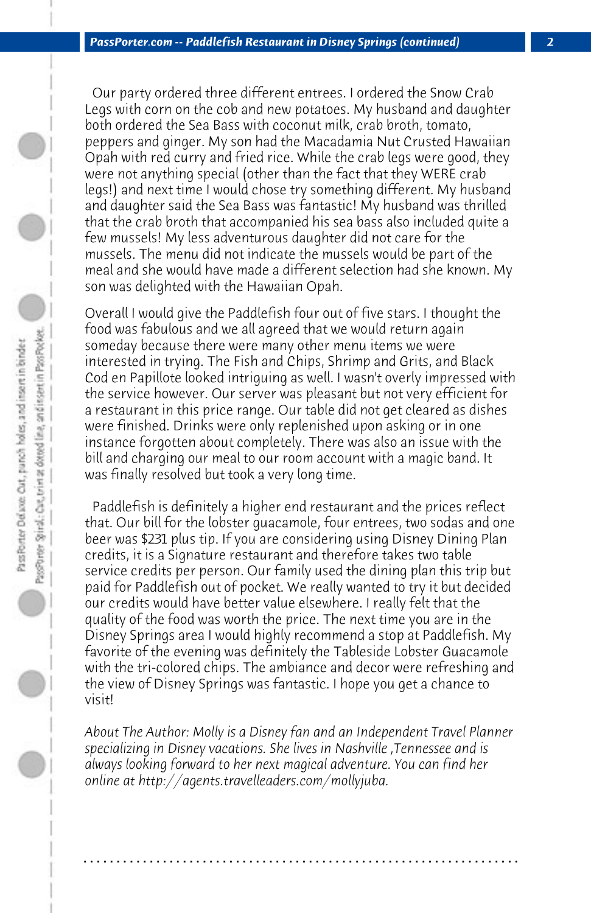Our party ordered three different entrees. I ordered the Snow Crab Legs with corn on the cob and new potatoes. My husband and daughter both ordered the Sea Bass with coconut milk, crab broth, tomato, peppers and ginger. My son had the Macadamia Nut Crusted Hawaiian Opah with red curry and fried rice. While the crab legs were good, they were not anything special (other than the fact that they WERE crab legs!) and next time I would chose try something different. My husband and daughter said the Sea Bass was fantastic! My husband was thrilled that the crab broth that accompanied his sea bass also included quite a few mussels! My less adventurous daughter did not care for the mussels. The menu did not indicate the mussels would be part of the meal and she would have made a different selection had she known. My son was delighted with the Hawaiian Opah.

Overall I would give the Paddlefish four out of five stars. I thought the food was fabulous and we all agreed that we would return again someday because there were many other menu items we were interested in trying. The Fish and Chips, Shrimp and Grits, and Black Cod en Papillote looked intriguing as well. I wasn't overly impressed with the service however. Our server was pleasant but not very efficient for a restaurant in this price range. Our table did not get cleared as dishes were finished. Drinks were only replenished upon asking or in one instance forgotten about completely. There was also an issue with the bill and charging our meal to our room account with a magic band. It was finally resolved but took a very long time.

Paddlefish is definitely a higher end restaurant and the prices reflect that. Our bill for the lobster guacamole, four entrees, two sodas and one beer was $231 plus tip. If you are considering using Disney Dining Plan credits, it is a Signature restaurant and therefore takes two table service credits per person. Our family used the dining plan this trip but paid for Paddlefish out of pocket. We really wanted to try it but decided our credits would have better value elsewhere. I really felt that the quality of the food was worth the price. The next time you are in the Disney Springs area I would highly recommend a stop at Paddlefish. My favorite of the evening was definitely the Tableside Lobster Guacamole with the tri-colored chips. The ambiance and decor were refreshing and the view of Disney Springs was fantastic. I hope you get a chance to visit!

*About The Author: Molly is a Disney fan and an Independent Travel Planner specializing in Disney vacations. She lives in Nashville ,Tennessee and is always looking forward to her next magical adventure. You can find her online at http://agents.travelleaders.com/mollyjuba.*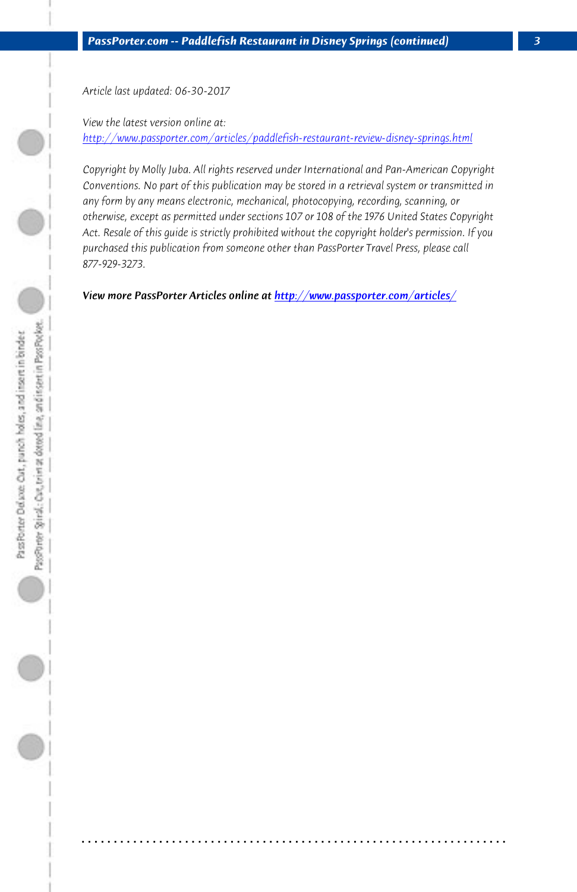*Article last updated: 06-30-2017*

*View the latest version online at:*
*http://www.passporter.com/articles/paddlefish-restaurant-review-disney-springs.html*

*Copyright by Molly Juba. All rights reserved under International and Pan-American Copyright Conventions. No part of this publication may be stored in a retrieval system or transmitted in any form by any means electronic, mechanical, photocopying, recording, scanning, or otherwise, except as permitted under sections 107 or 108 of the 1976 United States Copyright Act. Resale of this guide is strictly prohibited without the copyright holder's permission. If you purchased this publication from someone other than PassPorter Travel Press, please call 877-929-3273.*

***View more PassPorter Articles online at http://www.passporter.com/articles/***